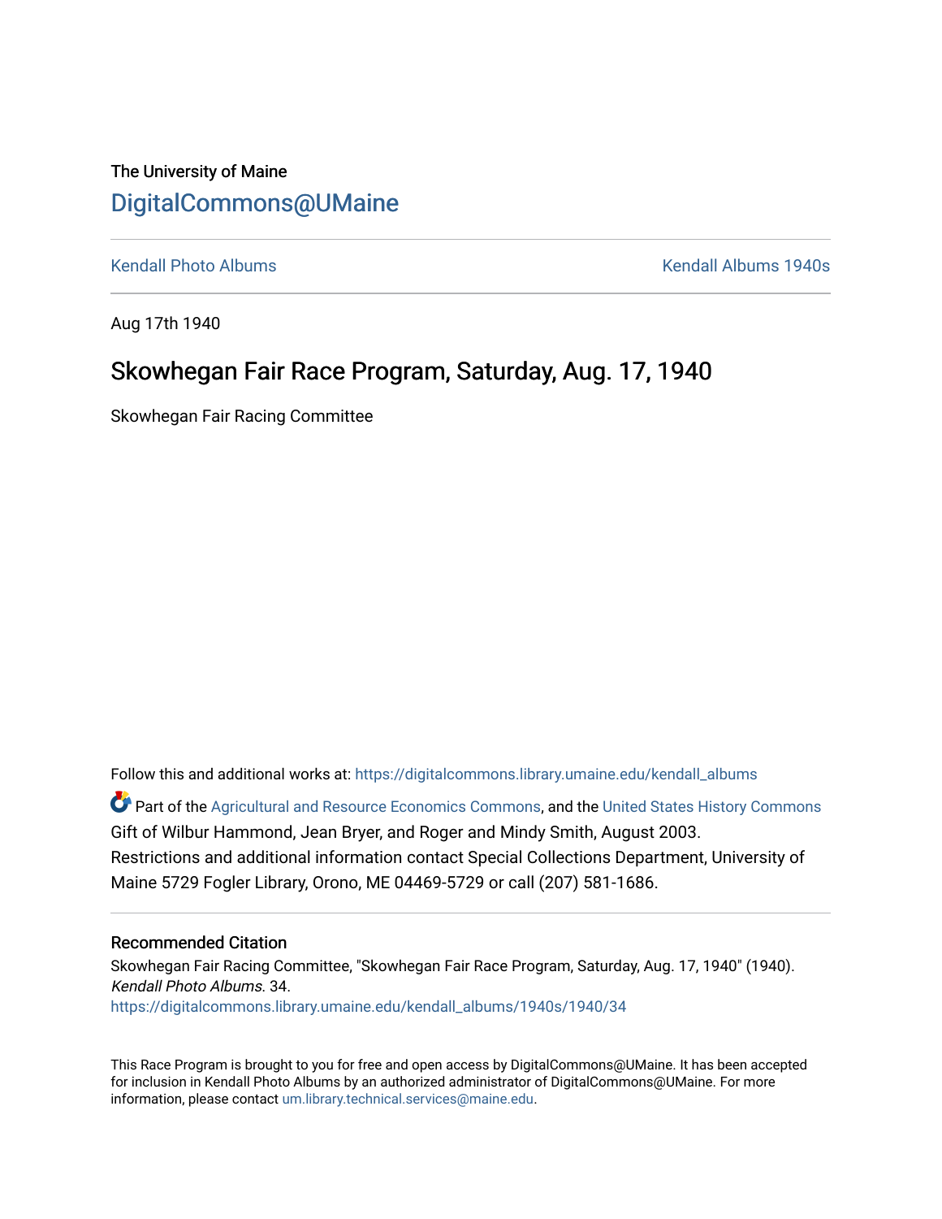The University of Maine

# DigitalCommons@UMaine

Kendall Photo Albums    Kendall Albums 1940s

Aug 17th 1940

## Skowhegan Fair Race Program, Saturday, Aug. 17, 1940

Skowhegan Fair Racing Committee

Follow this and additional works at: https://digitalcommons.library.umaine.edu/kendall_albums

Part of the Agricultural and Resource Economics Commons, and the United States History Commons
Gift of Wilbur Hammond, Jean Bryer, and Roger and Mindy Smith, August 2003.
Restrictions and additional information contact Special Collections Department, University of Maine 5729 Fogler Library, Orono, ME 04469-5729 or call (207) 581-1686.

### Recommended Citation

Skowhegan Fair Racing Committee, "Skowhegan Fair Race Program, Saturday, Aug. 17, 1940" (1940). *Kendall Photo Albums*. 34.
https://digitalcommons.library.umaine.edu/kendall_albums/1940s/1940/34

This Race Program is brought to you for free and open access by DigitalCommons@UMaine. It has been accepted for inclusion in Kendall Photo Albums by an authorized administrator of DigitalCommons@UMaine. For more information, please contact um.library.technical.services@maine.edu.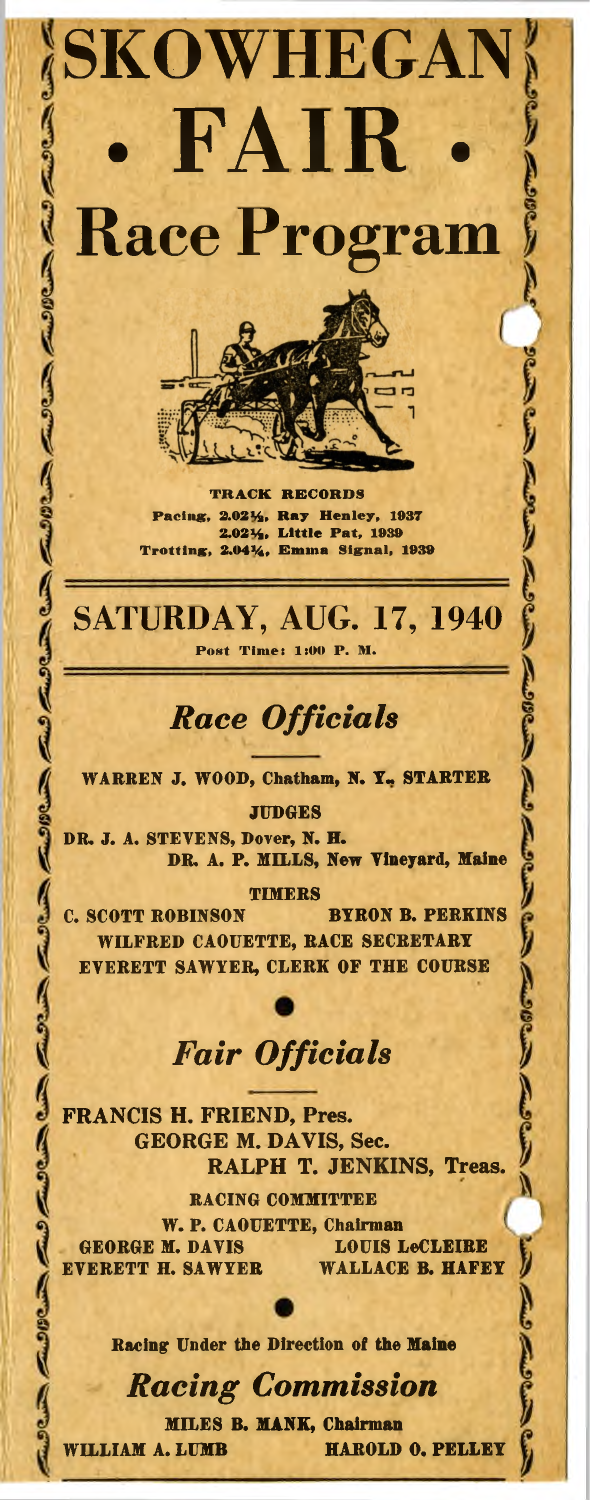# SKOWHEGAN • FAIR •

# Race Program

**TRACK RECORDS**

Pacing, 2.02½, Ray Henley, 1937
2.02½, Little Pat, 1939
Trotting, 2.04¾, Emma Signal, 1939

## SATURDAY, AUG. 17, 1940

Post Time: 1:00 P. M.

## *Race Officials*

WARREN J. WOOD, Chatham, N. Y., STARTER

**JUDGES**

DR. J. A. STEVENS, Dover, N. H.
DR. A. P. MILLS, New Vineyard, Maine

**TIMERS**

C. SCOTT ROBINSON    BYRON B. PERKINS
WILFRED CAOUETTE, RACE SECRETARY
EVERETT SAWYER, CLERK OF THE COURSE

## *Fair Officials*

FRANCIS H. FRIEND, Pres.
GEORGE M. DAVIS, Sec.
RALPH T. JENKINS, Treas.

**RACING COMMITTEE**

W. P. CAOUETTE, Chairman
GEORGE M. DAVIS    LOUIS LeCLEIRE
EVERETT H. SAWYER    WALLACE B. HAFEY

Racing Under the Direction of the Maine

## *Racing Commission*

MILES B. MANK, Chairman
WILLIAM A. LUMB    HAROLD O. PELLEY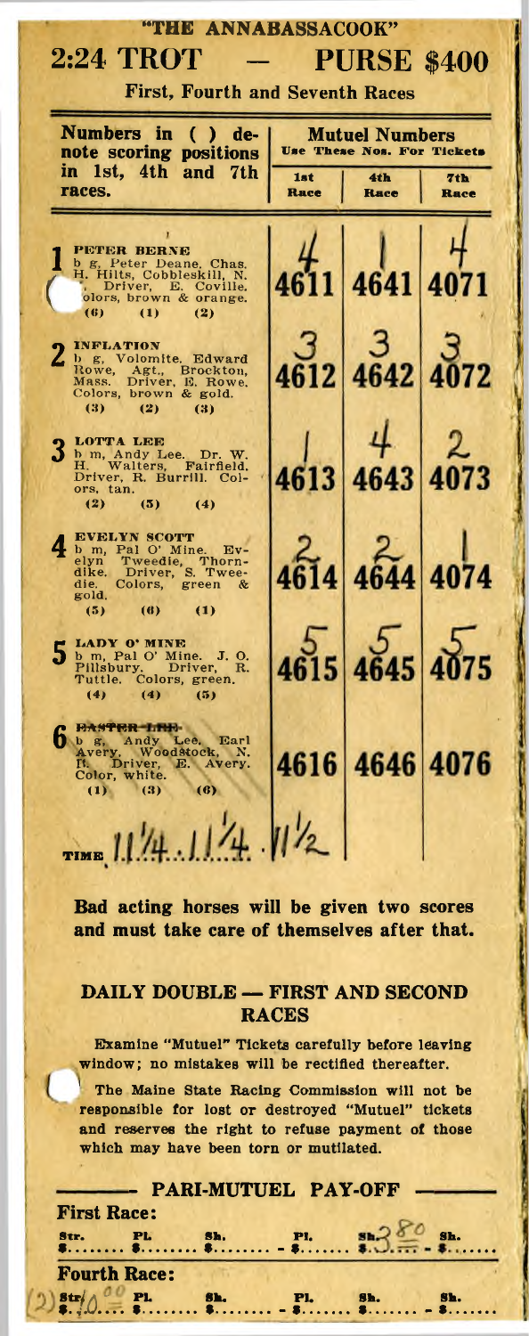# "THE ANNABASSACOOK"

## 2:24 TROT — PURSE $400

**First, Fourth and Seventh Races**

| Numbers in ( ) denote scoring positions in 1st, 4th and 7th races. | Mutuel Numbers Use These Nos. For Tickets | | |
|---|---|---|---|
| | 1st Race | 4th Race | 7th Race |
| **1 PETER BERNE** b g, Peter Deane. Chas. H. Hilts, Cobbleskill, N. Y. Driver, E. Coville. Colors, brown & orange. (6) (1) (2) | 4 4611 | 1 4641 | 4 4071 |
| **2 INFLATION** b g, Volomite. Edward Rowe, Agt., Brockton, Mass. Driver, E. Rowe. Colors, brown & gold. (3) (2) (3) | 3 4612 | 3 4642 | 3 4072 |
| **3 LOTTA LEE** b m, Andy Lee. Dr. W. H. Walters, Fairfield. Driver, R. Burrill. Colors, tan. (2) (5) (4) | 1 4613 | 4 4643 | 2 4073 |
| **4 EVELYN SCOTT** b m, Pal O' Mine. Evelyn Tweedie, Thorndike. Driver, S. Tweedie. Colors, green & gold. (5) (6) (1) | 2 4614 | 2 4644 | 1 4074 |
| **5 LADY O' MINE** b m, Pal O' Mine. J. O. Pillsbury. Driver, R. Tuttle. Colors, green. (4) (4) (5) | 5 4615 | 5 4645 | 5 4075 |
| **6 ~~BAXTER LEE~~** b g, Andy Lee. Earl Avery, Woodstock, N. H. Driver, E. Avery. Color, white. (1) (3) (6) | 4616 | 4646 | 4076 |

TIME 1 1/4 . 1 1/4 . 1 1/2

**Bad acting horses will be given two scores and must take care of themselves after that.**

### DAILY DOUBLE — FIRST AND SECOND RACES

Examine "Mutuel" Tickets carefully before leaving window; no mistakes will be rectified thereafter.

The Maine State Racing Commission will not be responsible for lost or destroyed "Mutuel" tickets and reserves the right to refuse payment of those which may have been torn or mutilated.

### PARI-MUTUEL PAY-OFF

**First Race:**

Str. $........ Pl. $........ Sh. $........ - Pl. $........ Sh. $3.80 - Sh. $........

**Fourth Race:**

Str. $ 4.00 Pl. $........ Sh. $........ - Pl. $........ Sh. $........ - Sh. $........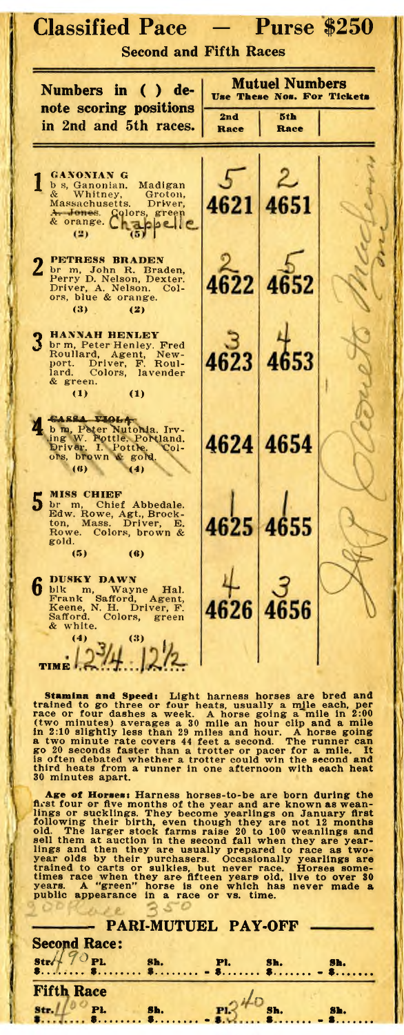# Classified Pace — Purse $250

**Second and Fifth Races**

| Numbers in ( ) denote scoring positions in 2nd and 5th races. | Mutuel Numbers — Use These Nos. For Tickets | |
|---|---|---|
| | 2nd Race | 5th Race |
| **1 GANONIAN G** b s, Ganonian. Madigan & Whitney, Groton, Massachusetts. Driver, ~~A. Jones~~ Chappelle. Colors, green & orange. (2) (5) | 5 — 4621 | 2 — 4651 |
| **2 PETRESS BRADEN** br m, John R. Braden, Perry D. Nelson, Dexter. Driver, A. Nelson. Colors, blue & orange. (3) (2) | 2 — 4622 | 5 — 4652 |
| **3 HANNAH HENLEY** br m, Peter Henley. Fred Roullard, Agent, Newport. Driver, F. Roullard. Colors, lavender & green. (1) (1) | 3 — 4623 | 4 — 4653 |
| **4 ~~CASSA VIOLA~~** b m, Peter Nutonia. Irving W. Pottle, Portland. Driver, I. Pottle. Colors, brown & gold. (6) (4) | 4624 | 4654 |
| **5 MISS CHIEF** br m, Chief Abbedale. Edw. Rowe, Agt., Brockton, Mass. Driver, E. Rowe. Colors, brown & gold. (5) (6) | 1 — 4625 | 1 — 4655 |
| **6 DUSKY DAWN** blk m, Wayne Hal. Frank Safford, Agent, Keene, N. H. Driver, F. Safford. Colors, green & white. (4) (3) | 4 — 4626 | 3 — 4656 |

TIME 12¾ . 12½

Scratched

**Stamina and Speed:** Light harness horses are bred and trained to go three or four heats, usually a mile each, per race or four dashes a week. A horse going a mile in 2:00 (two minutes) averages a 30 mile an hour clip and a mile in 2:10 slightly less than 29 miles and hour. A horse going a two minute rate covers 44 feet a second. The runner can go 20 seconds faster than a trotter or pacer for a mile. It is often debated whether a trotter could win the second and third heats from a runner in one afternoon with each heat 30 minutes apart.

**Age of Horses:** Harness horses-to-be are born during the first four or five months of the year and are known as weanlings or sucklings. They become yearlings on January first following their birth, even though they are not 12 months old. The larger stock farms raise 20 to 100 weanlings and sell them at auction in the second fall when they are yearlings and then they are usually prepared to race as two-year olds by their purchasers. Occasionally yearlings are trained to carts or sulkies, but never race. Horses sometimes race when they are fifteen years old, live to over 30 years. A "green" horse is one which has never made a public appearance in a race or vs. time.

200 Race 350

## PARI-MUTUEL PAY-OFF

**Second Race:**

Str. 4 190 Pl. $........ Sh. $........ — Pl. $........ Sh. $........ — Sh. $........

**Fifth Race**

Str. 1 100 Pl. $........ Sh. $........ — Pl. 3 240 $........ Sh. $........ — Sh. $........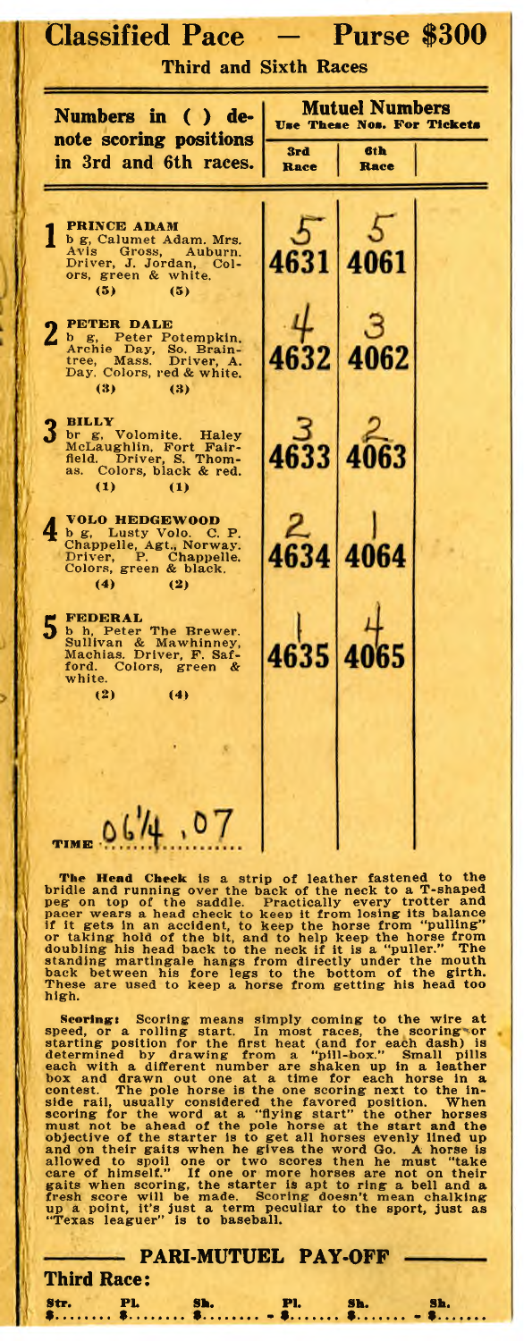# Classified Pace — Purse $300

## Third and Sixth Races

| Numbers in ( ) denote scoring positions in 3rd and 6th races. | Mutuel Numbers Use These Nos. For Tickets | |
|---|---|---|
| | 3rd Race | 6th Race |
| **1 PRINCE ADAM** b g, Calumet Adam. Mrs. Avis Gross, Auburn. Driver, J. Jordan. Colors, green & white. (5) (5) | 5 4631 | 5 4061 |
| **2 PETER DALE** b g, Peter Potempkin. Archie Day, So. Braintree, Mass. Driver, A. Day. Colors, red & white. (3) (3) | 4 4632 | 3 4062 |
| **3 BILLY** br g, Volomite. Haley McLaughlin, Fort Fairfield. Driver, S. Thomas. Colors, black & red. (1) (1) | 3 4633 | 2 4063 |
| **4 VOLO HEDGEWOOD** b g, Lusty Volo. C. P. Chappelle, Agt., Norway. Driver, P. Chappelle. Colors, green & black. (4) (2) | 2 4634 | 1 4064 |
| **5 FEDERAL** b h, Peter The Brewer. Sullivan & Mawhinney, Machias. Driver, F. Safford. Colors, green & white. (2) (4) | 1 4635 | 4 4065 |

TIME 06¼ .07

**The Head Check** is a strip of leather fastened to the bridle and running over the back of the neck to a T-shaped peg on top of the saddle. Practically every trotter and pacer wears a head check to keep it from losing its balance if it gets in an accident, to keep the horse from "pulling" or taking hold of the bit, and to help keep the horse from doubling his head back to the neck if it is a "puller." The standing martingale hangs from directly under the mouth back between his fore legs to the bottom of the girth. These are used to keep a horse from getting his head too high.

**Scoring:** Scoring means simply coming to the wire at speed, or a rolling start. In most races, the scoring or starting position for the first heat (and for each dash) is determined by drawing from a "pill-box." Small pills each with a different number are shaken up in a leather box and drawn out one at a time for each horse in a contest. The pole horse is the one scoring next to the inside rail, usually considered the favored position. When scoring for the word at a "flying start" the other horses must not be ahead of the pole horse at the start and the objective of the starter is to get all horses evenly lined up and on their gaits when he gives the word Go. A horse is allowed to spoil one or two scores then he must "take care of himself." If one or more horses are not on their gaits when scoring, the starter is apt to ring a bell and a fresh score will be made. Scoring doesn't mean chalking up a point, it's just a term peculiar to the sport, just as "Texas leaguer" is to baseball.

## PARI-MUTUEL PAY-OFF

**Third Race:**

Str. $........ Pl. $........ Sh. $........ - Pl. $........ Sh. $........ - Sh. $........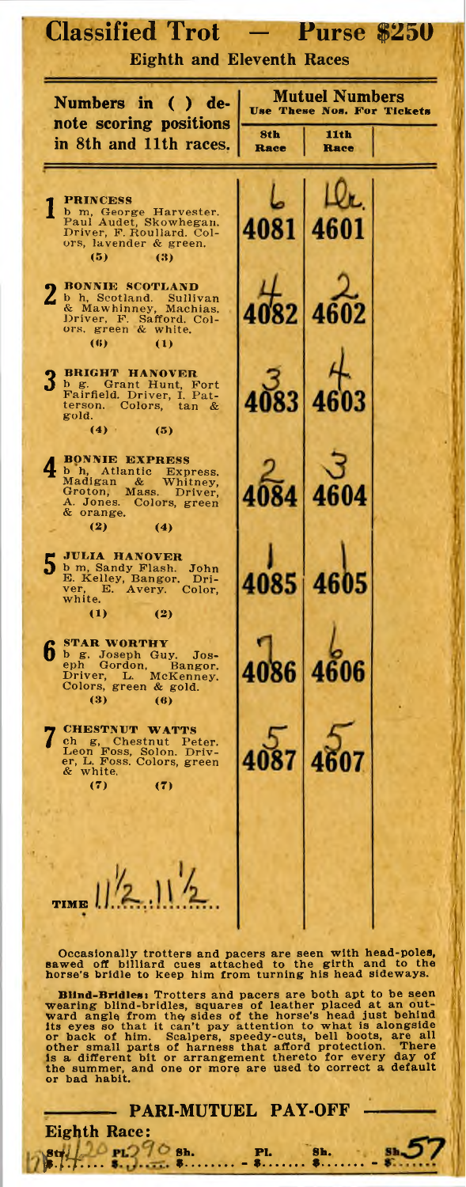# Classified Trot — Purse $250

## Eighth and Eleventh Races

| Numbers in ( ) denote scoring positions in 8th and 11th races. | Mutuel Numbers — Use These Nos. For Tickets | |
|---|---|---|
| | 8th Race | 11th Race |
| **1 PRINCESS** b m, George Harvester. Paul Audet, Skowhegan. Driver, F. Roullard. Colors, lavender & green. (5) (3) | 6 4081 | 6 Dr. 4601 |
| **2 BONNIE SCOTLAND** b h, Scotland. Sullivan & Mawhinney, Machias. Driver, F. Safford. Colors, green & white. (6) (1) | 4 4082 | 2 4602 |
| **3 BRIGHT HANOVER** b g. Grant Hunt, Fort Fairfield. Driver, I. Patterson. Colors, tan & gold. (4) (5) | 3 4083 | 4 4603 |
| **4 BONNIE EXPRESS** b h, Atlantic Express. Madigan & Whitney, Groton, Mass. Driver, A. Jones. Colors, green & orange. (2) (4) | 2 4084 | 3 4604 |
| **5 JULIA HANOVER** b m, Sandy Flash. John E. Kelley, Bangor. Driver, E. Avery. Color, white. (1) (2) | 1 4085 | 1 4605 |
| **6 STAR WORTHY** b g. Joseph Guy. Joseph Gordon, Bangor. Driver, L. McKenney. Colors, green & gold. (3) (6) | 7 4086 | 6 4606 |
| **7 CHESTNUT WATTS** ch g, Chestnut Peter. Leon Foss, Solon. Driver, L. Foss. Colors, green & white. (7) (7) | 5 4087 | 5 4607 |

TIME 11½ 11½

Occasionally trotters and pacers are seen with head-poles, sawed off billiard cues attached to the girth and to the horse's bridle to keep him from turning his head sideways.

**Blind-Bridles:** Trotters and pacers are both apt to be seen wearing blind-bridles, squares of leather placed at an outward angle from the sides of the horse's head just behind its eyes so that it can't pay attention to what is alongside or back of him. Scalpers, speedy-cuts, bell boots, are all other small parts of harness that afford protection. There is a different bit or arrangement thereto for every day of the summer, and one or more are used to correct a default or bad habit.

## PARI-MUTUEL PAY-OFF

**Eighth Race:**

Str. $4.20 Pl. $2.90 Sh. $........ - Pl. $........ Sh. $........ - Sh. $.57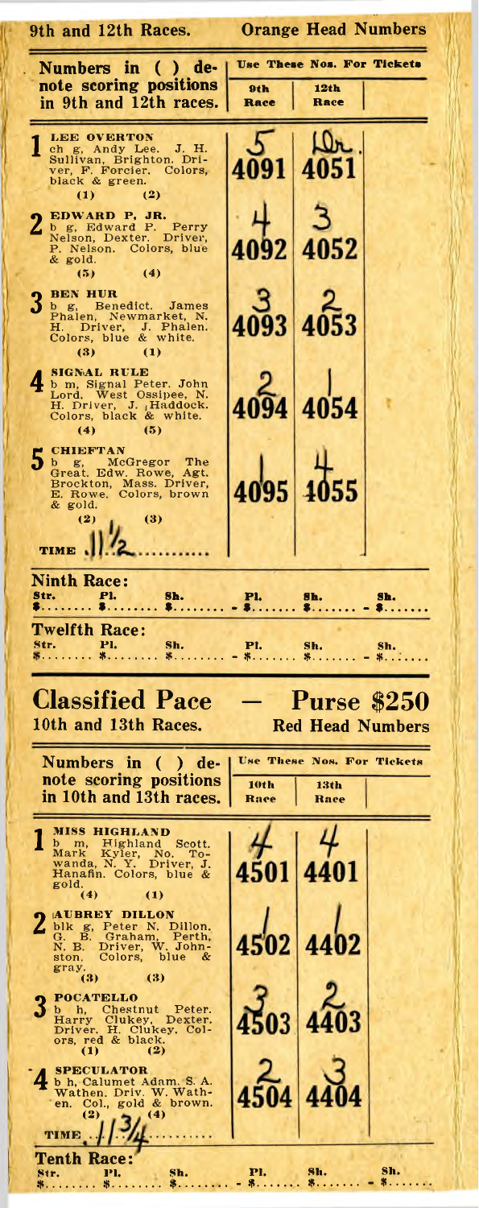## 9th and 12th Races. — Orange Head Numbers

| Numbers in ( ) denote scoring positions in 9th and 12th races. | Use These Nos. For Tickets 9th Race | 12th Race |
|---|---|---|
| **1 LEE OVERTON** ch g, Andy Lee. J. H. Sullivan, Brighton. Driver, F. Forcier. Colors, black & green. (1) (2) | 5 4091 | Dr. 4051 |
| **2 EDWARD P, JR.** b g, Edward P. Perry Nelson, Dexter. Driver, P. Nelson. Colors, blue & gold. (5) (4) | 4 4092 | 3 4052 |
| **3 BEN HUR** b g, Benedict. James Phalen, Newmarket, N. H. Driver, J. Phalen. Colors, blue & white. (3) (1) | 3 4093 | 2 4053 |
| **4 SIGNAL RULE** b m, Signal Peter. John Lord, West Ossipee, N. H. Driver, J. Haddock. Colors, black & white. (4) (5) | 2 4094 | 1 4054 |
| **5 CHIEFTAN** b g, McGregor The Great. Edw. Rowe, Agt. Brockton, Mass. Driver, E. Rowe. Colors, brown & gold. (2) (3) | 1 4095 | 4 4055 |

TIME 11½..........

**Ninth Race:**
Str. $........ Pl. $........ Sh. $........ - Pl. $........ Sh. $........ - Sh. $........

**Twelfth Race:**
Str. $........ Pl. $........ Sh. $........ - Pl. $........ Sh. $........ - Sh. $........

## Classified Pace — Purse $250

### 10th and 13th Races. — Red Head Numbers

| Numbers in ( ) denote scoring positions in 10th and 13th races. | Use These Nos. For Tickets 10th Race | 13th Race |
|---|---|---|
| **1 MISS HIGHLAND** b m, Highland Scott. Mark Kyler, No. Tonawanda, N. Y. Driver, J. Hanafin. Colors, blue & gold. (4) (1) | 4 4501 | 4 4401 |
| **2 AUBREY DILLON** blk g, Peter N. Dillon. G. B. Graham, Perth, N. B. Driver, W. Johnston. Colors, blue & gray. (3) (3) | 1 4502 | 1 4402 |
| **3 POCATELLO** b h, Chestnut Peter. Harry Clukey, Dexter. Driver, H. Clukey. Colors, red & black. (1) (2) | 3 4503 | 2 4403 |
| **4 SPECULATOR** b h, Calumet Adam. S. A. Wathen. Driv. W. Wathen. Col., gold & brown. (2) (4) | 2 4504 | 3 4404 |

TIME ..1.3/4..........

**Tenth Race:**
Str. $........ Pl. $........ Sh. $........ - Pl. $........ Sh. $........ - Sh. $........